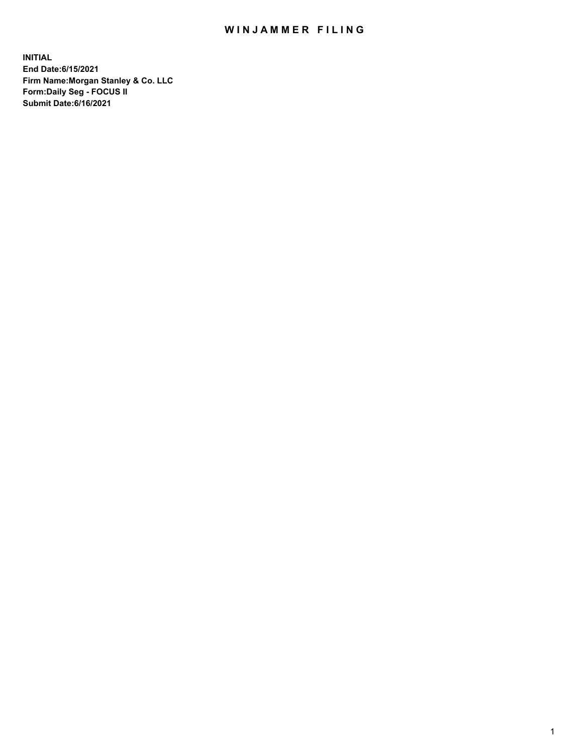# WINJAMMER FILING

**INITIAL**
**End Date:6/15/2021**
**Firm Name:Morgan Stanley & Co. LLC**
**Form:Daily Seg - FOCUS II**
**Submit Date:6/16/2021**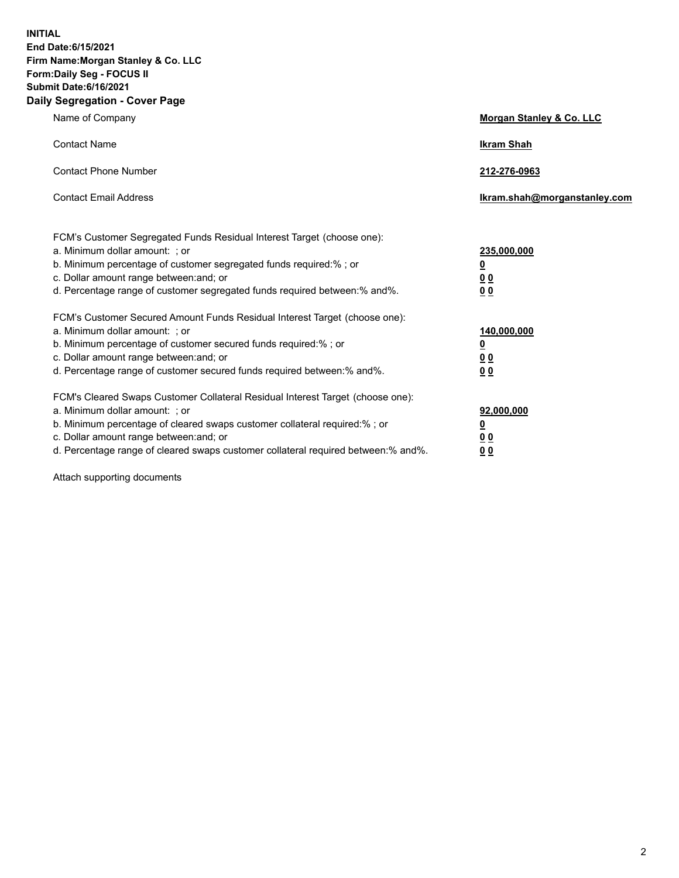**INITIAL**
**End Date:6/15/2021**
**Firm Name:Morgan Stanley & Co. LLC**
**Form:Daily Seg - FOCUS II**
**Submit Date:6/16/2021**

## Daily Segregation - Cover Page

| | |
|---|---|
| Name of Company | **Morgan Stanley & Co. LLC** |
| Contact Name | **Ikram Shah** |
| Contact Phone Number | **212-276-0963** |
| Contact Email Address | **Ikram.shah@morganstanley.com** |

FCM's Customer Segregated Funds Residual Interest Target (choose one):

| | |
|---|---|
| a. Minimum dollar amount: ; or | **235,000,000** |
| b. Minimum percentage of customer segregated funds required:% ; or | **0** |
| c. Dollar amount range between:and; or | **0 0** |
| d. Percentage range of customer segregated funds required between:% and%. | **0 0** |

FCM's Customer Secured Amount Funds Residual Interest Target (choose one):

| | |
|---|---|
| a. Minimum dollar amount: ; or | **140,000,000** |
| b. Minimum percentage of customer secured funds required:% ; or | **0** |
| c. Dollar amount range between:and; or | **0 0** |
| d. Percentage range of customer secured funds required between:% and%. | **0 0** |

FCM's Cleared Swaps Customer Collateral Residual Interest Target (choose one):

| | |
|---|---|
| a. Minimum dollar amount: ; or | **92,000,000** |
| b. Minimum percentage of cleared swaps customer collateral required:% ; or | **0** |
| c. Dollar amount range between:and; or | **0 0** |
| d. Percentage range of cleared swaps customer collateral required between:% and%. | **0 0** |

Attach supporting documents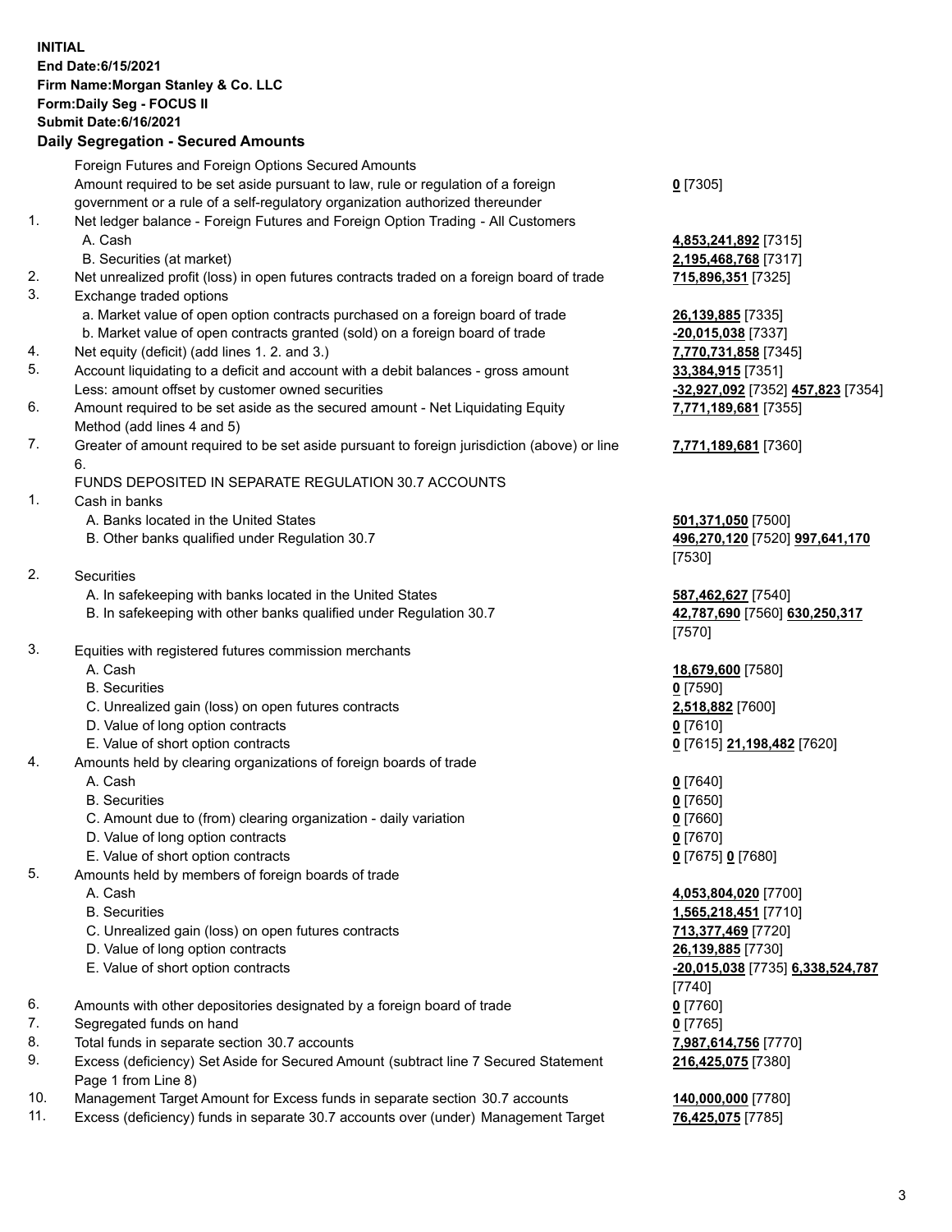**INITIAL**
**End Date:6/15/2021**
**Firm Name:Morgan Stanley & Co. LLC**
**Form:Daily Seg - FOCUS II**
**Submit Date:6/16/2021**

### Daily Segregation - Secured Amounts

| | | |
|---|---|---|
| | Foreign Futures and Foreign Options Secured Amounts | |
| | Amount required to be set aside pursuant to law, rule or regulation of a foreign government or a rule of a self-regulatory organization authorized thereunder | **0** [7305] |
| 1. | Net ledger balance - Foreign Futures and Foreign Option Trading - All Customers | |
| | A. Cash | **4,853,241,892** [7315] |
| | B. Securities (at market) | **2,195,468,768** [7317] |
| 2. | Net unrealized profit (loss) in open futures contracts traded on a foreign board of trade | **715,896,351** [7325] |
| 3. | Exchange traded options | |
| | a. Market value of open option contracts purchased on a foreign board of trade | **26,139,885** [7335] |
| | b. Market value of open contracts granted (sold) on a foreign board of trade | **-20,015,038** [7337] |
| 4. | Net equity (deficit) (add lines 1. 2. and 3.) | **7,770,731,858** [7345] |
| 5. | Account liquidating to a deficit and account with a debit balances - gross amount | **33,384,915** [7351] |
| | Less: amount offset by customer owned securities | **-32,927,092** [7352] **457,823** [7354] |
| 6. | Amount required to be set aside as the secured amount - Net Liquidating Equity Method (add lines 4 and 5) | **7,771,189,681** [7355] |
| 7. | Greater of amount required to be set aside pursuant to foreign jurisdiction (above) or line 6. | **7,771,189,681** [7360] |
| | FUNDS DEPOSITED IN SEPARATE REGULATION 30.7 ACCOUNTS | |
| 1. | Cash in banks | |
| | A. Banks located in the United States | **501,371,050** [7500] |
| | B. Other banks qualified under Regulation 30.7 | **496,270,120** [7520] **997,641,170** [7530] |
| 2. | Securities | |
| | A. In safekeeping with banks located in the United States | **587,462,627** [7540] |
| | B. In safekeeping with other banks qualified under Regulation 30.7 | **42,787,690** [7560] **630,250,317** [7570] |
| 3. | Equities with registered futures commission merchants | |
| | A. Cash | **18,679,600** [7580] |
| | B. Securities | **0** [7590] |
| | C. Unrealized gain (loss) on open futures contracts | **2,518,882** [7600] |
| | D. Value of long option contracts | **0** [7610] |
| | E. Value of short option contracts | **0** [7615] **21,198,482** [7620] |
| 4. | Amounts held by clearing organizations of foreign boards of trade | |
| | A. Cash | **0** [7640] |
| | B. Securities | **0** [7650] |
| | C. Amount due to (from) clearing organization - daily variation | **0** [7660] |
| | D. Value of long option contracts | **0** [7670] |
| | E. Value of short option contracts | **0** [7675] **0** [7680] |
| 5. | Amounts held by members of foreign boards of trade | |
| | A. Cash | **4,053,804,020** [7700] |
| | B. Securities | **1,565,218,451** [7710] |
| | C. Unrealized gain (loss) on open futures contracts | **713,377,469** [7720] |
| | D. Value of long option contracts | **26,139,885** [7730] |
| | E. Value of short option contracts | **-20,015,038** [7735] **6,338,524,787** [7740] |
| 6. | Amounts with other depositories designated by a foreign board of trade | **0** [7760] |
| 7. | Segregated funds on hand | **0** [7765] |
| 8. | Total funds in separate section 30.7 accounts | **7,987,614,756** [7770] |
| 9. | Excess (deficiency) Set Aside for Secured Amount (subtract line 7 Secured Statement Page 1 from Line 8) | **216,425,075** [7380] |
| 10. | Management Target Amount for Excess funds in separate section 30.7 accounts | **140,000,000** [7780] |
| 11. | Excess (deficiency) funds in separate 30.7 accounts over (under) Management Target | **76,425,075** [7785] |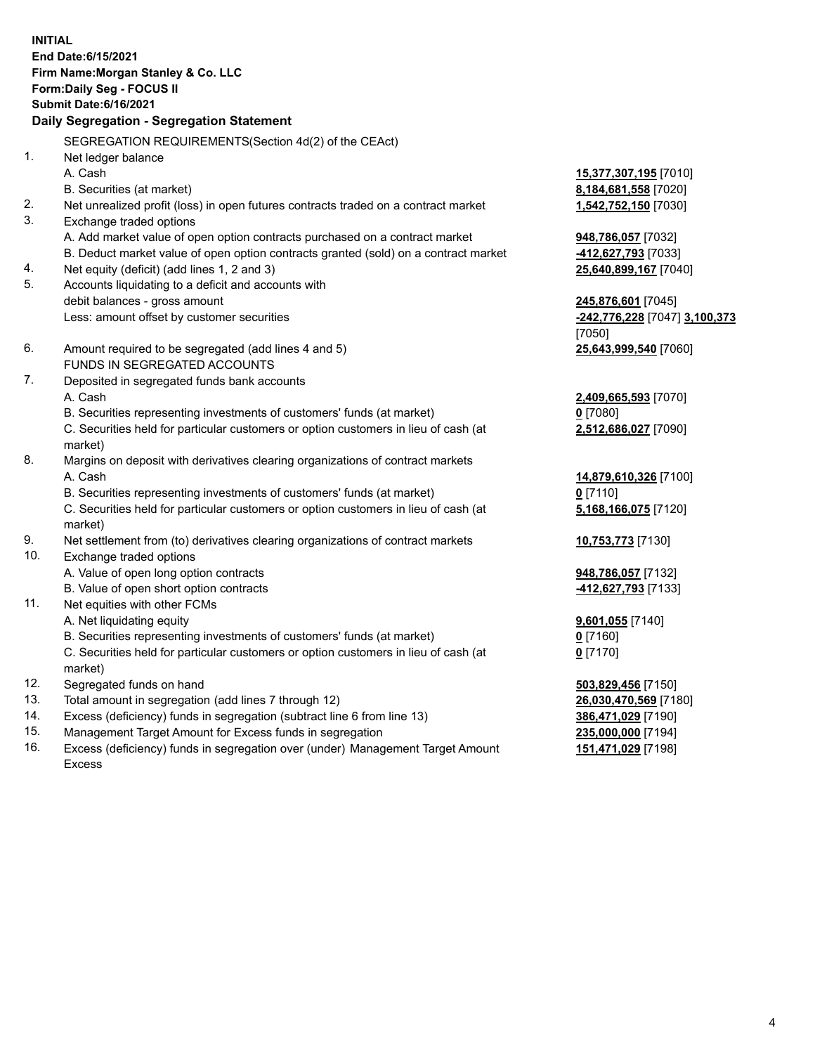**INITIAL**
**End Date:6/15/2021**
**Firm Name:Morgan Stanley & Co. LLC**
**Form:Daily Seg - FOCUS II**
**Submit Date:6/16/2021**

### Daily Segregation - Segregation Statement

SEGREGATION REQUIREMENTS(Section 4d(2) of the CEAct)

| | | |
|---|---|---|
| 1. | Net ledger balance | |
| | A. Cash | **15,377,307,195** [7010] |
| | B. Securities (at market) | **8,184,681,558** [7020] |
| 2. | Net unrealized profit (loss) in open futures contracts traded on a contract market | **1,542,752,150** [7030] |
| 3. | Exchange traded options | |
| | A. Add market value of open option contracts purchased on a contract market | **948,786,057** [7032] |
| | B. Deduct market value of open option contracts granted (sold) on a contract market | **-412,627,793** [7033] |
| 4. | Net equity (deficit) (add lines 1, 2 and 3) | **25,640,899,167** [7040] |
| 5. | Accounts liquidating to a deficit and accounts with debit balances - gross amount | **245,876,601** [7045] |
| | Less: amount offset by customer securities | **-242,776,228** [7047] **3,100,373** [7050] |
| 6. | Amount required to be segregated (add lines 4 and 5) | **25,643,999,540** [7060] |
| | FUNDS IN SEGREGATED ACCOUNTS | |
| 7. | Deposited in segregated funds bank accounts | |
| | A. Cash | **2,409,665,593** [7070] |
| | B. Securities representing investments of customers' funds (at market) | **0** [7080] |
| | C. Securities held for particular customers or option customers in lieu of cash (at market) | **2,512,686,027** [7090] |
| 8. | Margins on deposit with derivatives clearing organizations of contract markets | |
| | A. Cash | **14,879,610,326** [7100] |
| | B. Securities representing investments of customers' funds (at market) | **0** [7110] |
| | C. Securities held for particular customers or option customers in lieu of cash (at market) | **5,168,166,075** [7120] |
| 9. | Net settlement from (to) derivatives clearing organizations of contract markets | **10,753,773** [7130] |
| 10. | Exchange traded options | |
| | A. Value of open long option contracts | **948,786,057** [7132] |
| | B. Value of open short option contracts | **-412,627,793** [7133] |
| 11. | Net equities with other FCMs | |
| | A. Net liquidating equity | **9,601,055** [7140] |
| | B. Securities representing investments of customers' funds (at market) | **0** [7160] |
| | C. Securities held for particular customers or option customers in lieu of cash (at market) | **0** [7170] |
| 12. | Segregated funds on hand | **503,829,456** [7150] |
| 13. | Total amount in segregation (add lines 7 through 12) | **26,030,470,569** [7180] |
| 14. | Excess (deficiency) funds in segregation (subtract line 6 from line 13) | **386,471,029** [7190] |
| 15. | Management Target Amount for Excess funds in segregation | **235,000,000** [7194] |
| 16. | Excess (deficiency) funds in segregation over (under) Management Target Amount Excess | **151,471,029** [7198] |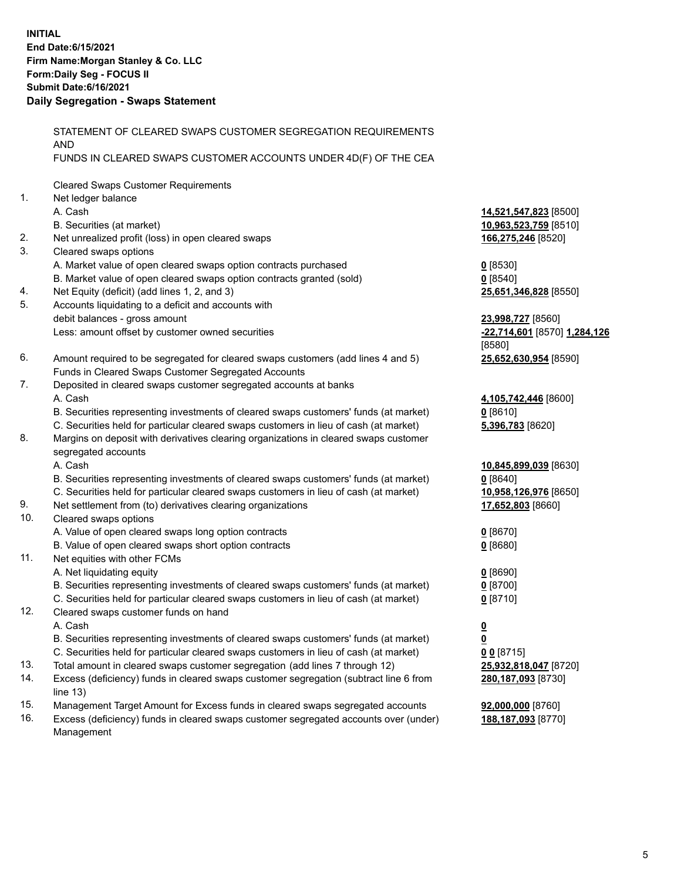**INITIAL**
**End Date:6/15/2021**
**Firm Name:Morgan Stanley & Co. LLC**
**Form:Daily Seg - FOCUS II**
**Submit Date:6/16/2021**
**Daily Segregation - Swaps Statement**

STATEMENT OF CLEARED SWAPS CUSTOMER SEGREGATION REQUIREMENTS AND FUNDS IN CLEARED SWAPS CUSTOMER ACCOUNTS UNDER 4D(F) OF THE CEA

| | | |
|---|---|---|
| | Cleared Swaps Customer Requirements | |
| 1. | Net ledger balance | |
| | A. Cash | **14,521,547,823** [8500] |
| | B. Securities (at market) | **10,963,523,759** [8510] |
| 2. | Net unrealized profit (loss) in open cleared swaps | **166,275,246** [8520] |
| 3. | Cleared swaps options | |
| | A. Market value of open cleared swaps option contracts purchased | **0** [8530] |
| | B. Market value of open cleared swaps option contracts granted (sold) | **0** [8540] |
| 4. | Net Equity (deficit) (add lines 1, 2, and 3) | **25,651,346,828** [8550] |
| 5. | Accounts liquidating to a deficit and accounts with debit balances - gross amount | **23,998,727** [8560] |
| | Less: amount offset by customer owned securities | **-22,714,601** [8570] **1,284,126** [8580] |
| 6. | Amount required to be segregated for cleared swaps customers (add lines 4 and 5) | **25,652,630,954** [8590] |
| | Funds in Cleared Swaps Customer Segregated Accounts | |
| 7. | Deposited in cleared swaps customer segregated accounts at banks | |
| | A. Cash | **4,105,742,446** [8600] |
| | B. Securities representing investments of cleared swaps customers' funds (at market) | **0** [8610] |
| | C. Securities held for particular cleared swaps customers in lieu of cash (at market) | **5,396,783** [8620] |
| 8. | Margins on deposit with derivatives clearing organizations in cleared swaps customer segregated accounts | |
| | A. Cash | **10,845,899,039** [8630] |
| | B. Securities representing investments of cleared swaps customers' funds (at market) | **0** [8640] |
| | C. Securities held for particular cleared swaps customers in lieu of cash (at market) | **10,958,126,976** [8650] |
| 9. | Net settlement from (to) derivatives clearing organizations | **17,652,803** [8660] |
| 10. | Cleared swaps options | |
| | A. Value of open cleared swaps long option contracts | **0** [8670] |
| | B. Value of open cleared swaps short option contracts | **0** [8680] |
| 11. | Net equities with other FCMs | |
| | A. Net liquidating equity | **0** [8690] |
| | B. Securities representing investments of cleared swaps customers' funds (at market) | **0** [8700] |
| | C. Securities held for particular cleared swaps customers in lieu of cash (at market) | **0** [8710] |
| 12. | Cleared swaps customer funds on hand | |
| | A. Cash | **0** |
| | B. Securities representing investments of cleared swaps customers' funds (at market) | **0** |
| | C. Securities held for particular cleared swaps customers in lieu of cash (at market) | **0** **0** [8715] |
| 13. | Total amount in cleared swaps customer segregation (add lines 7 through 12) | **25,932,818,047** [8720] |
| 14. | Excess (deficiency) funds in cleared swaps customer segregation (subtract line 6 from line 13) | **280,187,093** [8730] |
| 15. | Management Target Amount for Excess funds in cleared swaps segregated accounts | **92,000,000** [8760] |
| 16. | Excess (deficiency) funds in cleared swaps customer segregated accounts over (under) Management | **188,187,093** [8770] |